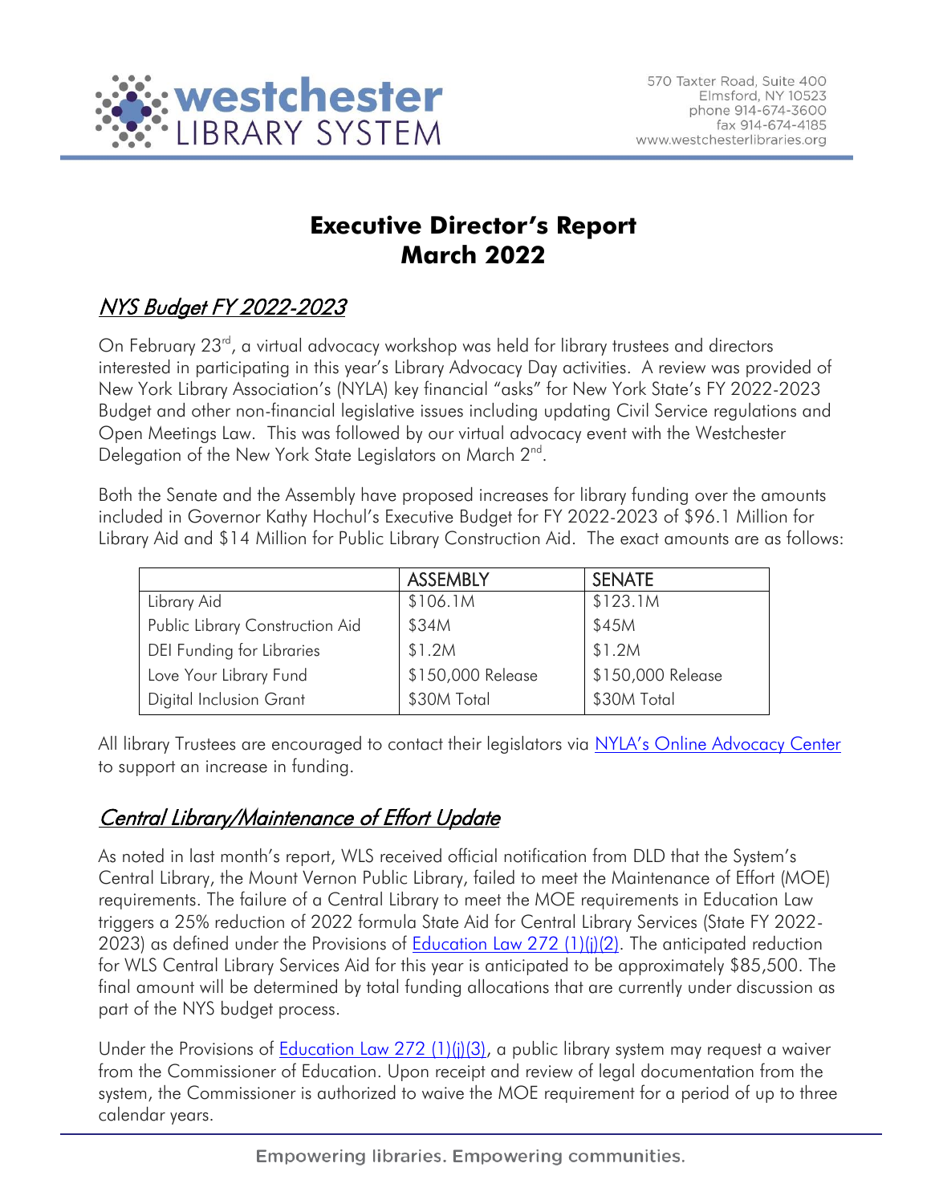# Executive Director's Report
# March 2022

## *NYS Budget FY 2022-2023*

On February 23rd, a virtual advocacy workshop was held for library trustees and directors interested in participating in this year's Library Advocacy Day activities. A review was provided of New York Library Association's (NYLA) key financial "asks" for New York State's FY 2022-2023 Budget and other non-financial legislative issues including updating Civil Service regulations and Open Meetings Law. This was followed by our virtual advocacy event with the Westchester Delegation of the New York State Legislators on March 2nd.

Both the Senate and the Assembly have proposed increases for library funding over the amounts included in Governor Kathy Hochul's Executive Budget for FY 2022-2023 of $96.1 Million for Library Aid and $14 Million for Public Library Construction Aid. The exact amounts are as follows:

| | ASSEMBLY | SENATE |
|---|---|---|
| Library Aid | $106.1M | $123.1M |
| Public Library Construction Aid | $34M | $45M |
| DEI Funding for Libraries | $1.2M | $1.2M |
| Love Your Library Fund | $150,000 Release | $150,000 Release |
| Digital Inclusion Grant | $30M Total | $30M Total |

All library Trustees are encouraged to contact their legislators via [NYLA's Online Advocacy Center]() to support an increase in funding.

## *Central Library/Maintenance of Effort Update*

As noted in last month's report, WLS received official notification from DLD that the System's Central Library, the Mount Vernon Public Library, failed to meet the Maintenance of Effort (MOE) requirements. The failure of a Central Library to meet the MOE requirements in Education Law triggers a 25% reduction of 2022 formula State Aid for Central Library Services (State FY 2022-2023) as defined under the Provisions of [Education Law 272 (1)(j)(2)](). The anticipated reduction for WLS Central Library Services Aid for this year is anticipated to be approximately $85,500. The final amount will be determined by total funding allocations that are currently under discussion as part of the NYS budget process.

Under the Provisions of [Education Law 272 (1)(j)(3)](), a public library system may request a waiver from the Commissioner of Education. Upon receipt and review of legal documentation from the system, the Commissioner is authorized to waive the MOE requirement for a period of up to three calendar years.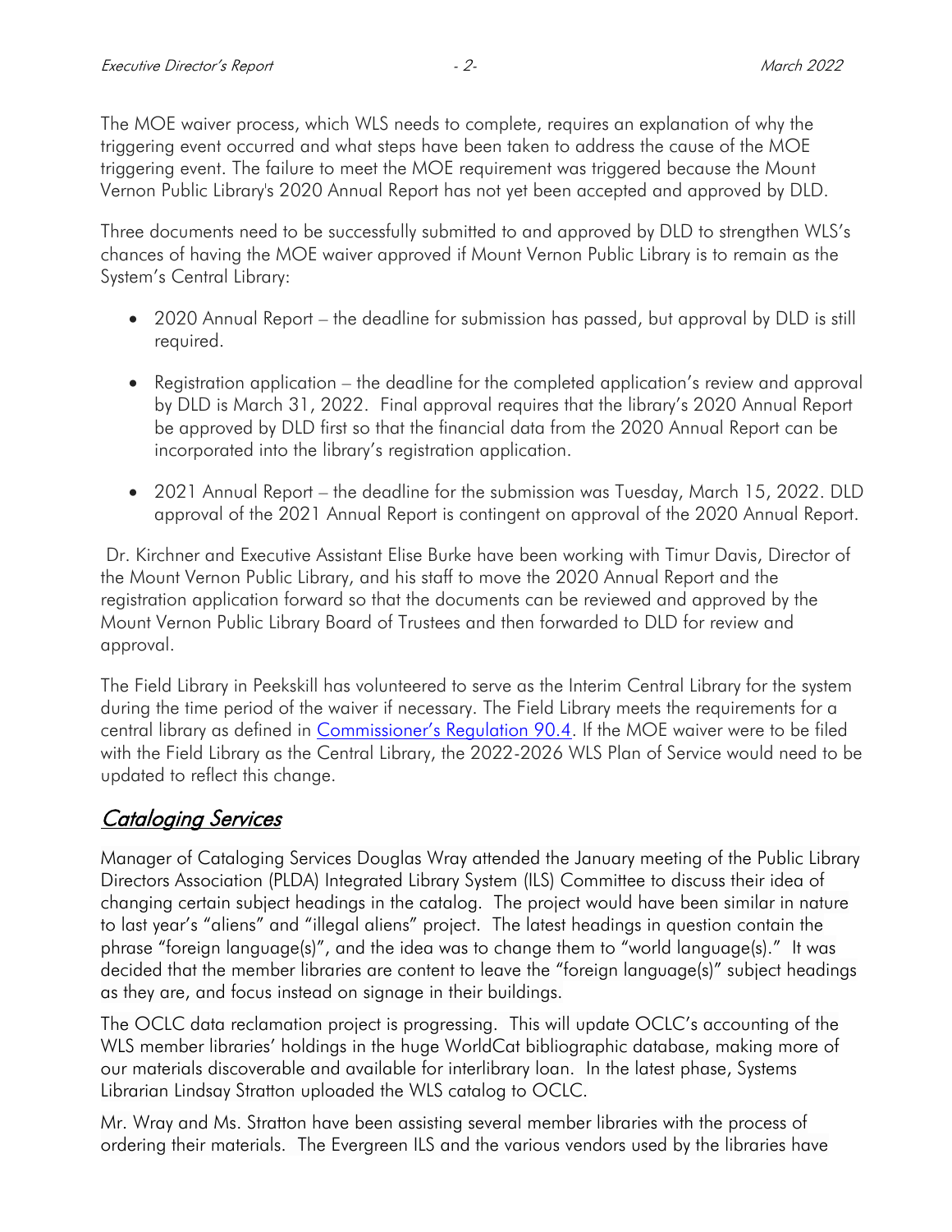The MOE waiver process, which WLS needs to complete, requires an explanation of why the triggering event occurred and what steps have been taken to address the cause of the MOE triggering event. The failure to meet the MOE requirement was triggered because the Mount Vernon Public Library's 2020 Annual Report has not yet been accepted and approved by DLD.

Three documents need to be successfully submitted to and approved by DLD to strengthen WLS's chances of having the MOE waiver approved if Mount Vernon Public Library is to remain as the System's Central Library:

- 2020 Annual Report – the deadline for submission has passed, but approval by DLD is still required.
- Registration application – the deadline for the completed application's review and approval by DLD is March 31, 2022. Final approval requires that the library's 2020 Annual Report be approved by DLD first so that the financial data from the 2020 Annual Report can be incorporated into the library's registration application.
- 2021 Annual Report – the deadline for the submission was Tuesday, March 15, 2022. DLD approval of the 2021 Annual Report is contingent on approval of the 2020 Annual Report.

Dr. Kirchner and Executive Assistant Elise Burke have been working with Timur Davis, Director of the Mount Vernon Public Library, and his staff to move the 2020 Annual Report and the registration application forward so that the documents can be reviewed and approved by the Mount Vernon Public Library Board of Trustees and then forwarded to DLD for review and approval.

The Field Library in Peekskill has volunteered to serve as the Interim Central Library for the system during the time period of the waiver if necessary. The Field Library meets the requirements for a central library as defined in Commissioner's Regulation 90.4. If the MOE waiver were to be filed with the Field Library as the Central Library, the 2022-2026 WLS Plan of Service would need to be updated to reflect this change.

## Cataloging Services

Manager of Cataloging Services Douglas Wray attended the January meeting of the Public Library Directors Association (PLDA) Integrated Library System (ILS) Committee to discuss their idea of changing certain subject headings in the catalog. The project would have been similar in nature to last year's "aliens" and "illegal aliens" project. The latest headings in question contain the phrase "foreign language(s)", and the idea was to change them to "world language(s)." It was decided that the member libraries are content to leave the "foreign language(s)" subject headings as they are, and focus instead on signage in their buildings.

The OCLC data reclamation project is progressing. This will update OCLC's accounting of the WLS member libraries' holdings in the huge WorldCat bibliographic database, making more of our materials discoverable and available for interlibrary loan. In the latest phase, Systems Librarian Lindsay Stratton uploaded the WLS catalog to OCLC.

Mr. Wray and Ms. Stratton have been assisting several member libraries with the process of ordering their materials. The Evergreen ILS and the various vendors used by the libraries have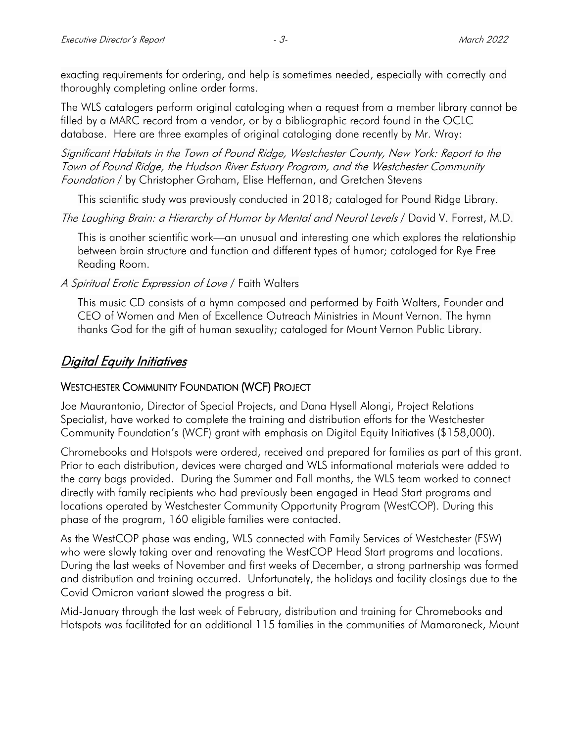exacting requirements for ordering, and help is sometimes needed, especially with correctly and thoroughly completing online order forms.

The WLS catalogers perform original cataloging when a request from a member library cannot be filled by a MARC record from a vendor, or by a bibliographic record found in the OCLC database. Here are three examples of original cataloging done recently by Mr. Wray:

*Significant Habitats in the Town of Pound Ridge, Westchester County, New York: Report to the Town of Pound Ridge, the Hudson River Estuary Program, and the Westchester Community Foundation* / by Christopher Graham, Elise Heffernan, and Gretchen Stevens

> This scientific study was previously conducted in 2018; cataloged for Pound Ridge Library.

*The Laughing Brain: a Hierarchy of Humor by Mental and Neural Levels* / David V. Forrest, M.D.

> This is another scientific work—an unusual and interesting one which explores the relationship between brain structure and function and different types of humor; cataloged for Rye Free Reading Room.

*A Spiritual Erotic Expression of Love* / Faith Walters

> This music CD consists of a hymn composed and performed by Faith Walters, Founder and CEO of Women and Men of Excellence Outreach Ministries in Mount Vernon. The hymn thanks God for the gift of human sexuality; cataloged for Mount Vernon Public Library.

## *Digital Equity Initiatives*

### WESTCHESTER COMMUNITY FOUNDATION (WCF) PROJECT

Joe Maurantonio, Director of Special Projects, and Dana Hysell Alongi, Project Relations Specialist, have worked to complete the training and distribution efforts for the Westchester Community Foundation's (WCF) grant with emphasis on Digital Equity Initiatives ($158,000).

Chromebooks and Hotspots were ordered, received and prepared for families as part of this grant. Prior to each distribution, devices were charged and WLS informational materials were added to the carry bags provided. During the Summer and Fall months, the WLS team worked to connect directly with family recipients who had previously been engaged in Head Start programs and locations operated by Westchester Community Opportunity Program (WestCOP). During this phase of the program, 160 eligible families were contacted.

As the WestCOP phase was ending, WLS connected with Family Services of Westchester (FSW) who were slowly taking over and renovating the WestCOP Head Start programs and locations. During the last weeks of November and first weeks of December, a strong partnership was formed and distribution and training occurred. Unfortunately, the holidays and facility closings due to the Covid Omicron variant slowed the progress a bit.

Mid-January through the last week of February, distribution and training for Chromebooks and Hotspots was facilitated for an additional 115 families in the communities of Mamaroneck, Mount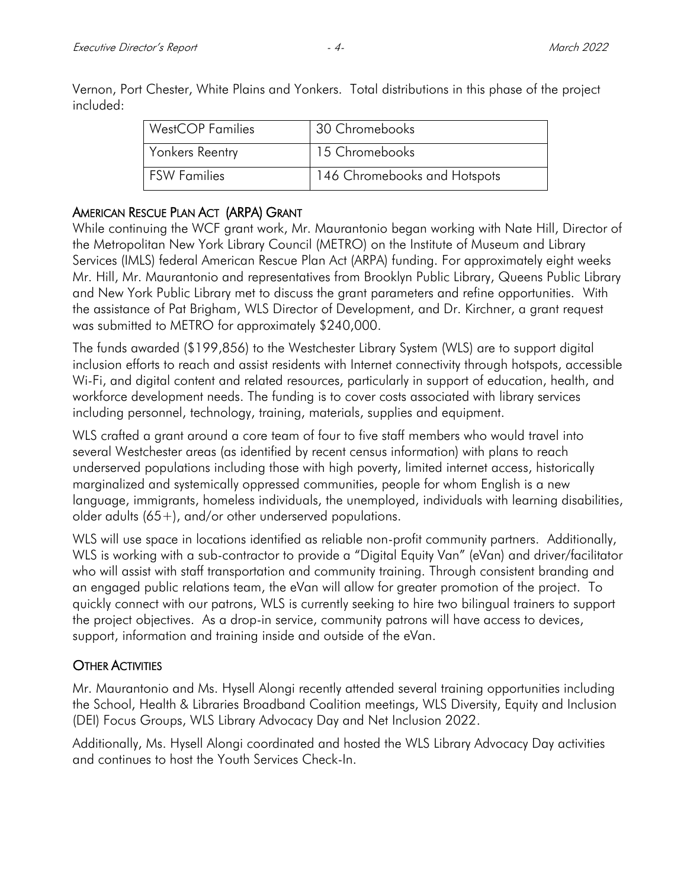Vernon, Port Chester, White Plains and Yonkers. Total distributions in this phase of the project included:

| WestCOP Families | 30 Chromebooks |
|---|---|
| Yonkers Reentry | 15 Chromebooks |
| FSW Families | 146 Chromebooks and Hotspots |

## American Rescue Plan Act (ARPA) Grant

While continuing the WCF grant work, Mr. Maurantonio began working with Nate Hill, Director of the Metropolitan New York Library Council (METRO) on the Institute of Museum and Library Services (IMLS) federal American Rescue Plan Act (ARPA) funding. For approximately eight weeks Mr. Hill, Mr. Maurantonio and representatives from Brooklyn Public Library, Queens Public Library and New York Public Library met to discuss the grant parameters and refine opportunities. With the assistance of Pat Brigham, WLS Director of Development, and Dr. Kirchner, a grant request was submitted to METRO for approximately $240,000.

The funds awarded ($199,856) to the Westchester Library System (WLS) are to support digital inclusion efforts to reach and assist residents with Internet connectivity through hotspots, accessible Wi-Fi, and digital content and related resources, particularly in support of education, health, and workforce development needs. The funding is to cover costs associated with library services including personnel, technology, training, materials, supplies and equipment.

WLS crafted a grant around a core team of four to five staff members who would travel into several Westchester areas (as identified by recent census information) with plans to reach underserved populations including those with high poverty, limited internet access, historically marginalized and systemically oppressed communities, people for whom English is a new language, immigrants, homeless individuals, the unemployed, individuals with learning disabilities, older adults (65+), and/or other underserved populations.

WLS will use space in locations identified as reliable non-profit community partners. Additionally, WLS is working with a sub-contractor to provide a "Digital Equity Van" (eVan) and driver/facilitator who will assist with staff transportation and community training. Through consistent branding and an engaged public relations team, the eVan will allow for greater promotion of the project. To quickly connect with our patrons, WLS is currently seeking to hire two bilingual trainers to support the project objectives. As a drop-in service, community patrons will have access to devices, support, information and training inside and outside of the eVan.

## Other Activities

Mr. Maurantonio and Ms. Hysell Alongi recently attended several training opportunities including the School, Health & Libraries Broadband Coalition meetings, WLS Diversity, Equity and Inclusion (DEI) Focus Groups, WLS Library Advocacy Day and Net Inclusion 2022.

Additionally, Ms. Hysell Alongi coordinated and hosted the WLS Library Advocacy Day activities and continues to host the Youth Services Check-In.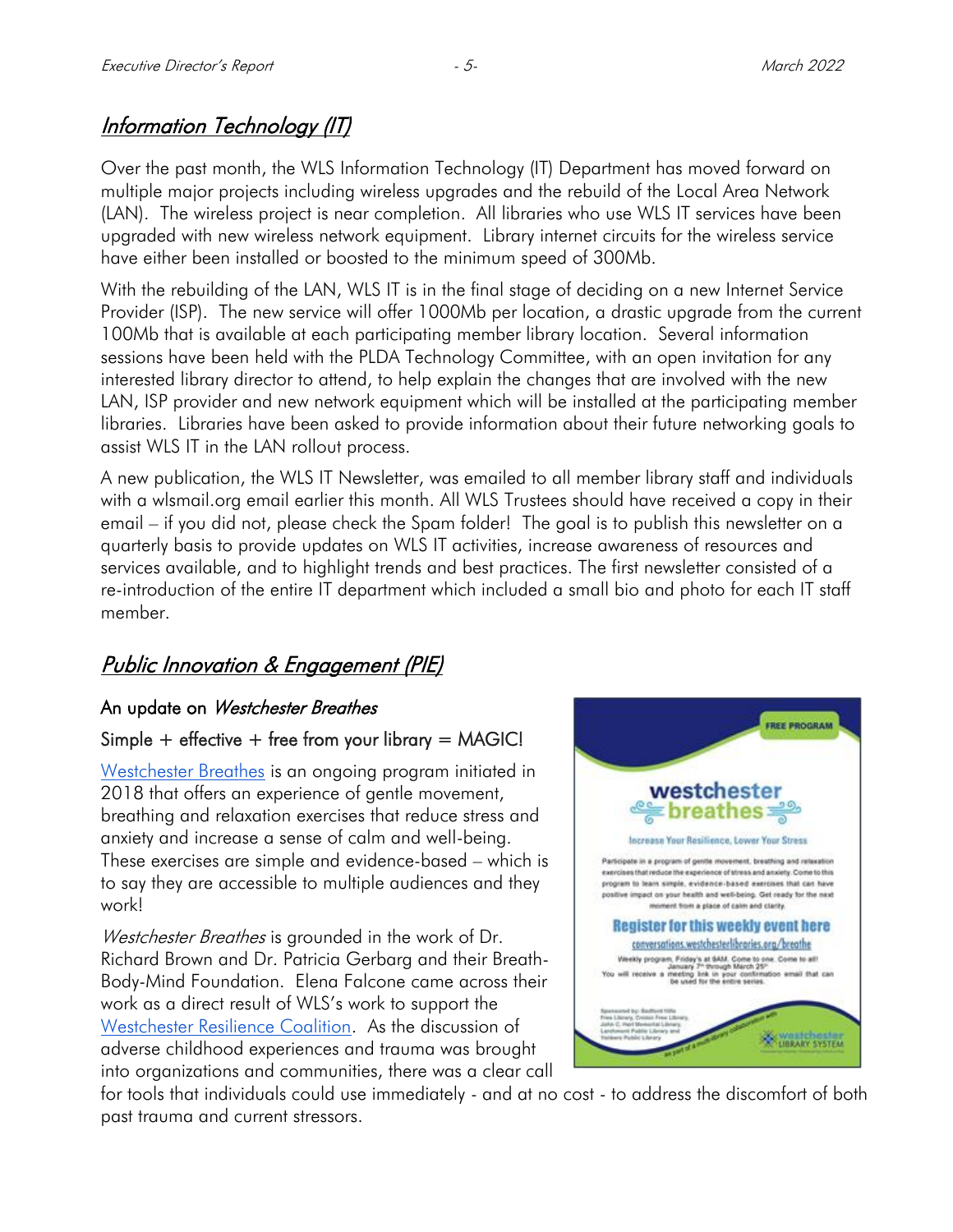## Information Technology (IT)

Over the past month, the WLS Information Technology (IT) Department has moved forward on multiple major projects including wireless upgrades and the rebuild of the Local Area Network (LAN). The wireless project is near completion. All libraries who use WLS IT services have been upgraded with new wireless network equipment. Library internet circuits for the wireless service have either been installed or boosted to the minimum speed of 300Mb.

With the rebuilding of the LAN, WLS IT is in the final stage of deciding on a new Internet Service Provider (ISP). The new service will offer 1000Mb per location, a drastic upgrade from the current 100Mb that is available at each participating member library location. Several information sessions have been held with the PLDA Technology Committee, with an open invitation for any interested library director to attend, to help explain the changes that are involved with the new LAN, ISP provider and new network equipment which will be installed at the participating member libraries. Libraries have been asked to provide information about their future networking goals to assist WLS IT in the LAN rollout process.

A new publication, the WLS IT Newsletter, was emailed to all member library staff and individuals with a wlsmail.org email earlier this month. All WLS Trustees should have received a copy in their email – if you did not, please check the Spam folder! The goal is to publish this newsletter on a quarterly basis to provide updates on WLS IT activities, increase awareness of resources and services available, and to highlight trends and best practices. The first newsletter consisted of a re-introduction of the entire IT department which included a small bio and photo for each IT staff member.

## Public Innovation & Engagement (PIE)

### An update on *Westchester Breathes*

### Simple + effective + free from your library = MAGIC!

Westchester Breathes is an ongoing program initiated in 2018 that offers an experience of gentle movement, breathing and relaxation exercises that reduce stress and anxiety and increase a sense of calm and well-being. These exercises are simple and evidence-based – which is to say they are accessible to multiple audiences and they work!

*Westchester Breathes* is grounded in the work of Dr. Richard Brown and Dr. Patricia Gerbarg and their Breath-Body-Mind Foundation. Elena Falcone came across their work as a direct result of WLS's work to support the Westchester Resilience Coalition. As the discussion of adverse childhood experiences and trauma was brought into organizations and communities, there was a clear call for tools that individuals could use immediately - and at no cost - to address the discomfort of both past trauma and current stressors.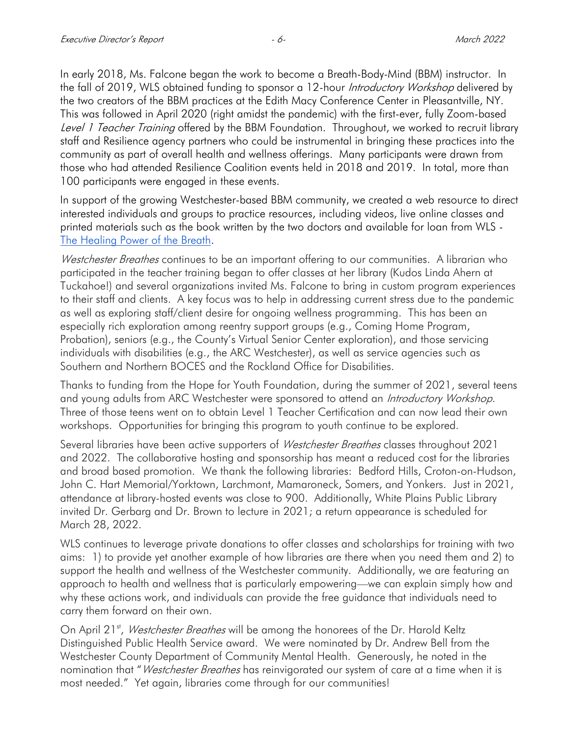In early 2018, Ms. Falcone began the work to become a Breath-Body-Mind (BBM) instructor. In the fall of 2019, WLS obtained funding to sponsor a 12-hour *Introductory Workshop* delivered by the two creators of the BBM practices at the Edith Macy Conference Center in Pleasantville, NY. This was followed in April 2020 (right amidst the pandemic) with the first-ever, fully Zoom-based *Level 1 Teacher Training* offered by the BBM Foundation. Throughout, we worked to recruit library staff and Resilience agency partners who could be instrumental in bringing these practices into the community as part of overall health and wellness offerings. Many participants were drawn from those who had attended Resilience Coalition events held in 2018 and 2019. In total, more than 100 participants were engaged in these events.

In support of the growing Westchester-based BBM community, we created a web resource to direct interested individuals and groups to practice resources, including videos, live online classes and printed materials such as the book written by the two doctors and available for loan from WLS - The Healing Power of the Breath.

*Westchester Breathes* continues to be an important offering to our communities. A librarian who participated in the teacher training began to offer classes at her library (Kudos Linda Ahern at Tuckahoe!) and several organizations invited Ms. Falcone to bring in custom program experiences to their staff and clients. A key focus was to help in addressing current stress due to the pandemic as well as exploring staff/client desire for ongoing wellness programming. This has been an especially rich exploration among reentry support groups (e.g., Coming Home Program, Probation), seniors (e.g., the County's Virtual Senior Center exploration), and those servicing individuals with disabilities (e.g., the ARC Westchester), as well as service agencies such as Southern and Northern BOCES and the Rockland Office for Disabilities.

Thanks to funding from the Hope for Youth Foundation, during the summer of 2021, several teens and young adults from ARC Westchester were sponsored to attend an *Introductory Workshop.* Three of those teens went on to obtain Level 1 Teacher Certification and can now lead their own workshops. Opportunities for bringing this program to youth continue to be explored.

Several libraries have been active supporters of *Westchester Breathes* classes throughout 2021 and 2022. The collaborative hosting and sponsorship has meant a reduced cost for the libraries and broad based promotion. We thank the following libraries: Bedford Hills, Croton-on-Hudson, John C. Hart Memorial/Yorktown, Larchmont, Mamaroneck, Somers, and Yonkers. Just in 2021, attendance at library-hosted events was close to 900. Additionally, White Plains Public Library invited Dr. Gerbarg and Dr. Brown to lecture in 2021; a return appearance is scheduled for March 28, 2022.

WLS continues to leverage private donations to offer classes and scholarships for training with two aims: 1) to provide yet another example of how libraries are there when you need them and 2) to support the health and wellness of the Westchester community. Additionally, we are featuring an approach to health and wellness that is particularly empowering—we can explain simply how and why these actions work, and individuals can provide the free guidance that individuals need to carry them forward on their own.

On April 21st, *Westchester Breathes* will be among the honorees of the Dr. Harold Keltz Distinguished Public Health Service award. We were nominated by Dr. Andrew Bell from the Westchester County Department of Community Mental Health. Generously, he noted in the nomination that "*Westchester Breathes* has reinvigorated our system of care at a time when it is most needed." Yet again, libraries come through for our communities!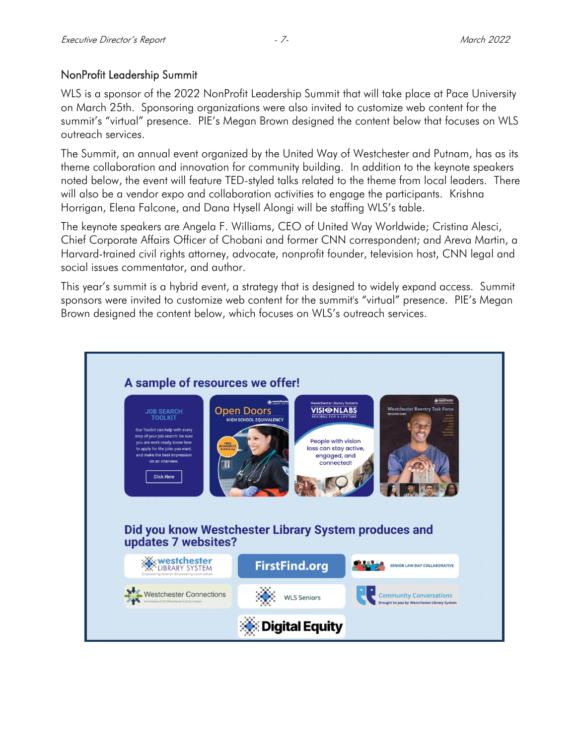## NonProfit Leadership Summit

WLS is a sponsor of the 2022 NonProfit Leadership Summit that will take place at Pace University on March 25th. Sponsoring organizations were also invited to customize web content for the summit's "virtual" presence. PIE's Megan Brown designed the content below that focuses on WLS outreach services.

The Summit, an annual event organized by the United Way of Westchester and Putnam, has as its theme collaboration and innovation for community building. In addition to the keynote speakers noted below, the event will feature TED-styled talks related to the theme from local leaders. There will also be a vendor expo and collaboration activities to engage the participants. Krishna Horrigan, Elena Falcone, and Dana Hysell Alongi will be staffing WLS's table.

The keynote speakers are Angela F. Williams, CEO of United Way Worldwide; Cristina Alesci, Chief Corporate Affairs Officer of Chobani and former CNN correspondent; and Areva Martin, a Harvard-trained civil rights attorney, advocate, nonprofit founder, television host, CNN legal and social issues commentator, and author.

This year's summit is a hybrid event, a strategy that is designed to widely expand access. Summit sponsors were invited to customize web content for the summit's "virtual" presence. PIE's Megan Brown designed the content below, which focuses on WLS's outreach services.

**A sample of resources we offer!**

- JOB SEARCH TOOLKIT — Our Toolkit can help with every step of your job search: be sure you are work-ready, know how to apply for the jobs you want, and make the best impression on an interview. Click Here
- Open Doors — HIGH SCHOOL EQUIVALENCY
- VISIONLABS — READING FOR A LIFETIME — People with vision loss can stay active, engaged, and connected!
- Westchester Reentry Task Force — Resource Guide

**Did you know Westchester Library System produces and updates 7 websites?**

- westchester LIBRARY SYSTEM
- FirstFind.org
- SENIOR LAW DAY COLLABORATIVE
- Westchester Connections
- WLS Seniors
- Community Conversations — Brought to you by Westchester Library System
- Digital Equity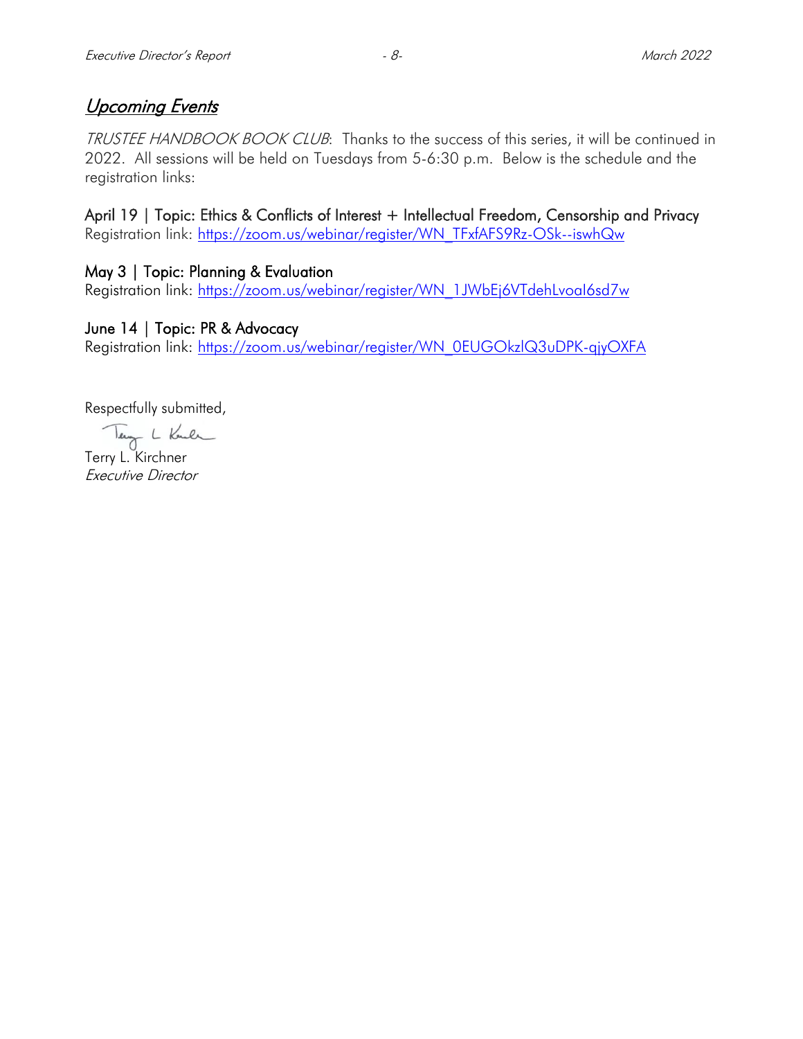## *Upcoming Events*

*TRUSTEE HANDBOOK BOOK CLUB*: Thanks to the success of this series, it will be continued in 2022. All sessions will be held on Tuesdays from 5-6:30 p.m. Below is the schedule and the registration links:

April 19 | Topic: Ethics & Conflicts of Interest + Intellectual Freedom, Censorship and Privacy
Registration link: https://zoom.us/webinar/register/WN_TFxfAFS9Rz-OSk--iswhQw

May 3 | Topic: Planning & Evaluation
Registration link: https://zoom.us/webinar/register/WN_1JWbEj6VTdehLvoal6sd7w

June 14 | Topic: PR & Advocacy
Registration link: https://zoom.us/webinar/register/WN_0EUGOkzlQ3uDPK-qjyOXFA

Respectfully submitted,

Terry L. Kirchner
*Executive Director*